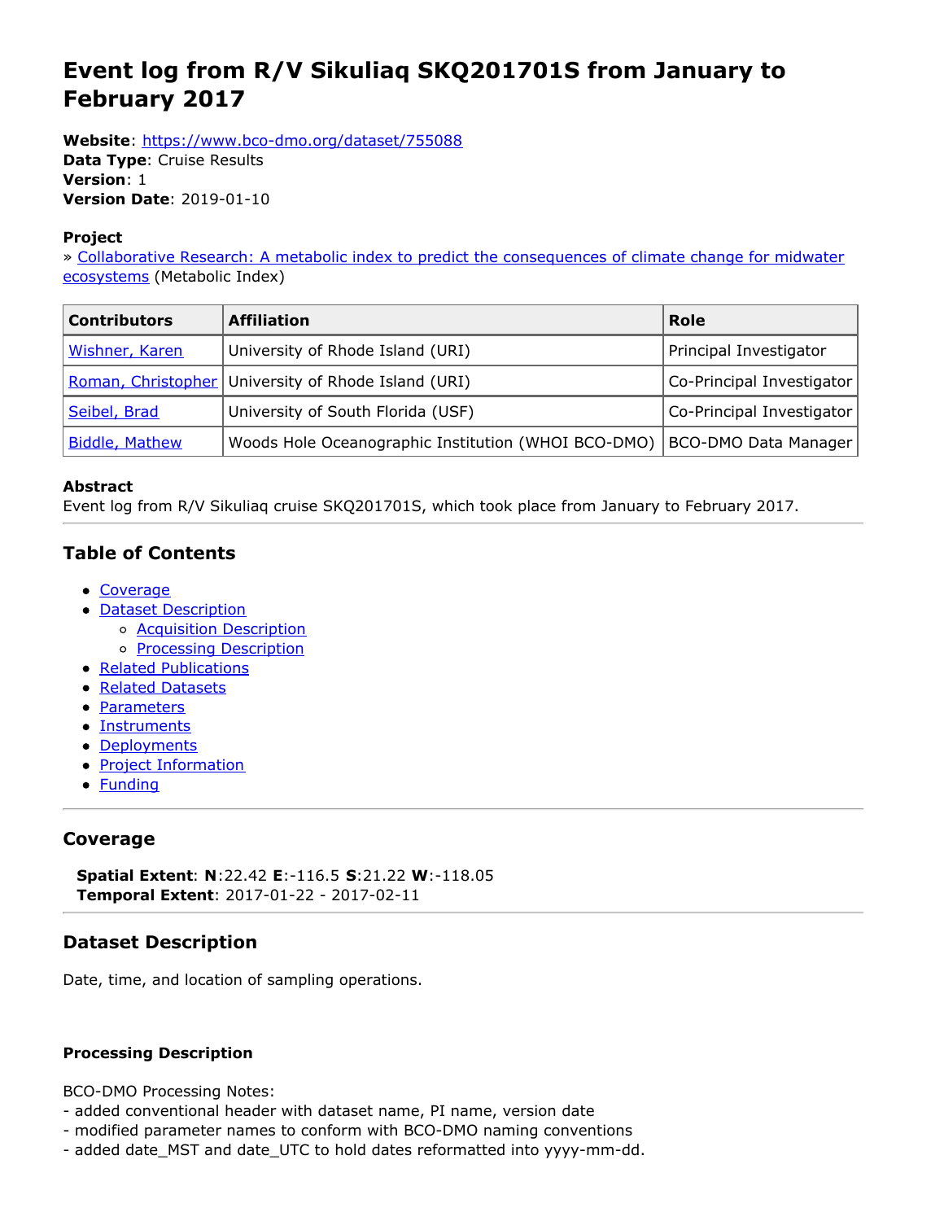# Event log from R/V Sikuliaq SKQ201701S from January to February 2017

**Website**: https://www.bco-dmo.org/dataset/755088
**Data Type**: Cruise Results
**Version**: 1
**Version Date**: 2019-01-10

**Project**

» Collaborative Research: A metabolic index to predict the consequences of climate change for midwater ecosystems (Metabolic Index)

| Contributors | Affiliation | Role |
| --- | --- | --- |
| Wishner, Karen | University of Rhode Island (URI) | Principal Investigator |
| Roman, Christopher | University of Rhode Island (URI) | Co-Principal Investigator |
| Seibel, Brad | University of South Florida (USF) | Co-Principal Investigator |
| Biddle, Mathew | Woods Hole Oceanographic Institution (WHOI BCO-DMO) | BCO-DMO Data Manager |

**Abstract**

Event log from R/V Sikuliaq cruise SKQ201701S, which took place from January to February 2017.

## Table of Contents

- Coverage
- Dataset Description
  - Acquisition Description
  - Processing Description
- Related Publications
- Related Datasets
- Parameters
- Instruments
- Deployments
- Project Information
- Funding

## Coverage

**Spatial Extent**: **N**:22.42 **E**:-116.5 **S**:21.22 **W**:-118.05
**Temporal Extent**: 2017-01-22 - 2017-02-11

## Dataset Description

Date, time, and location of sampling operations.

### Processing Description

BCO-DMO Processing Notes:
- added conventional header with dataset name, PI name, version date
- modified parameter names to conform with BCO-DMO naming conventions
- added date_MST and date_UTC to hold dates reformatted into yyyy-mm-dd.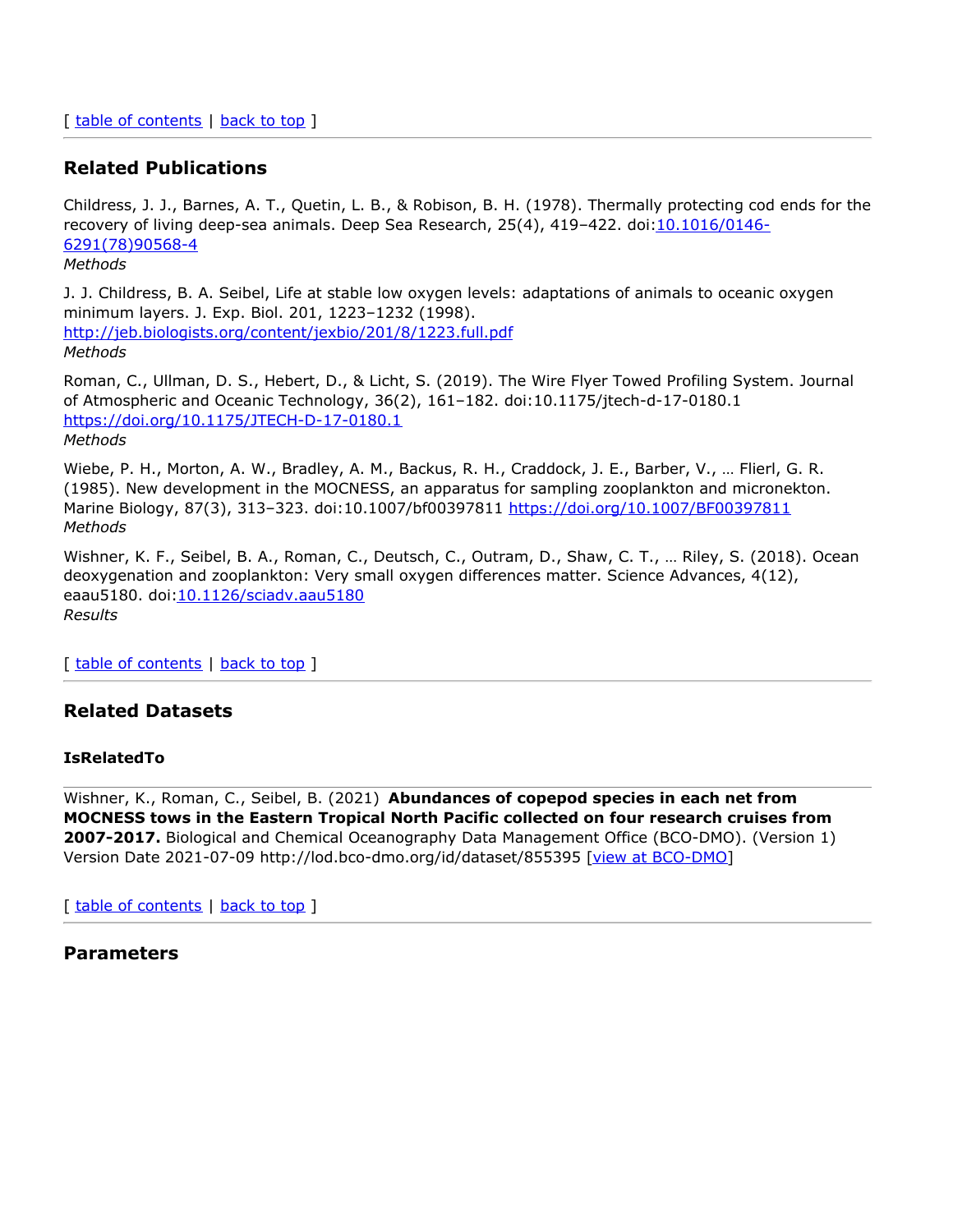[ table of contents | back to top ]

## Related Publications

Childress, J. J., Barnes, A. T., Quetin, L. B., & Robison, B. H. (1978). Thermally protecting cod ends for the recovery of living deep-sea animals. Deep Sea Research, 25(4), 419–422. doi:10.1016/0146-6291(78)90568-4
*Methods*

J. J. Childress, B. A. Seibel, Life at stable low oxygen levels: adaptations of animals to oceanic oxygen minimum layers. J. Exp. Biol. 201, 1223–1232 (1998). http://jeb.biologists.org/content/jexbio/201/8/1223.full.pdf
*Methods*

Roman, C., Ullman, D. S., Hebert, D., & Licht, S. (2019). The Wire Flyer Towed Profiling System. Journal of Atmospheric and Oceanic Technology, 36(2), 161–182. doi:10.1175/jtech-d-17-0180.1 https://doi.org/10.1175/JTECH-D-17-0180.1
*Methods*

Wiebe, P. H., Morton, A. W., Bradley, A. M., Backus, R. H., Craddock, J. E., Barber, V., … Flierl, G. R. (1985). New development in the MOCNESS, an apparatus for sampling zooplankton and micronekton. Marine Biology, 87(3), 313–323. doi:10.1007/bf00397811 https://doi.org/10.1007/BF00397811
*Methods*

Wishner, K. F., Seibel, B. A., Roman, C., Deutsch, C., Outram, D., Shaw, C. T., … Riley, S. (2018). Ocean deoxygenation and zooplankton: Very small oxygen differences matter. Science Advances, 4(12), eaau5180. doi:10.1126/sciadv.aau5180
*Results*

[ table of contents | back to top ]

## Related Datasets

### IsRelatedTo

Wishner, K., Roman, C., Seibel, B. (2021) **Abundances of copepod species in each net from MOCNESS tows in the Eastern Tropical North Pacific collected on four research cruises from 2007-2017.** Biological and Chemical Oceanography Data Management Office (BCO-DMO). (Version 1) Version Date 2021-07-09 http://lod.bco-dmo.org/id/dataset/855395 [view at BCO-DMO]

[ table of contents | back to top ]

## Parameters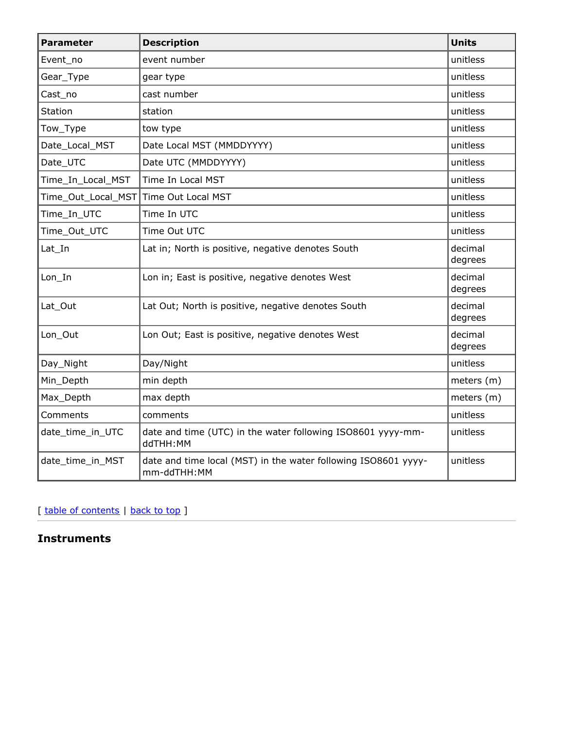| Parameter | Description | Units |
| --- | --- | --- |
| Event_no | event number | unitless |
| Gear_Type | gear type | unitless |
| Cast_no | cast number | unitless |
| Station | station | unitless |
| Tow_Type | tow type | unitless |
| Date_Local_MST | Date Local MST (MMDDYYYY) | unitless |
| Date_UTC | Date UTC (MMDDYYYY) | unitless |
| Time_In_Local_MST | Time In Local MST | unitless |
| Time_Out_Local_MST | Time Out Local MST | unitless |
| Time_In_UTC | Time In UTC | unitless |
| Time_Out_UTC | Time Out UTC | unitless |
| Lat_In | Lat in; North is positive, negative denotes South | decimal degrees |
| Lon_In | Lon in; East is positive, negative denotes West | decimal degrees |
| Lat_Out | Lat Out; North is positive, negative denotes South | decimal degrees |
| Lon_Out | Lon Out; East is positive, negative denotes West | decimal degrees |
| Day_Night | Day/Night | unitless |
| Min_Depth | min depth | meters (m) |
| Max_Depth | max depth | meters (m) |
| Comments | comments | unitless |
| date_time_in_UTC | date and time (UTC) in the water following ISO8601 yyyy-mm-ddTHH:MM | unitless |
| date_time_in_MST | date and time local (MST) in the water following ISO8601 yyyy-mm-ddTHH:MM | unitless |

[ table of contents | back to top ]

---

### Instruments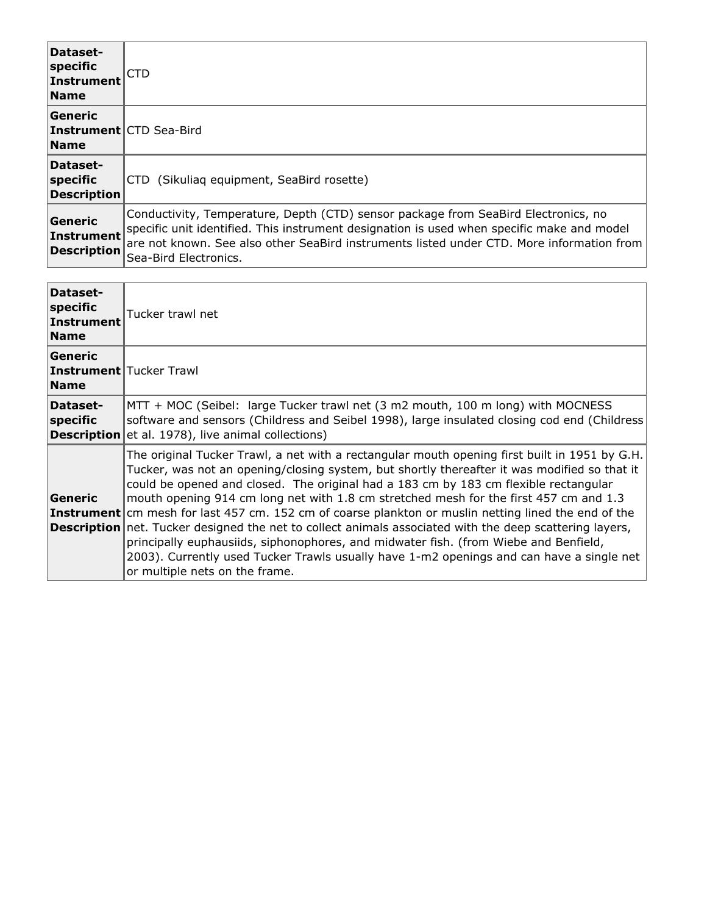| | |
|---|---|
| **Dataset-specific Instrument Name** | CTD |
| **Generic Instrument Name** | CTD Sea-Bird |
| **Dataset-specific Description** | CTD (Sikuliaq equipment, SeaBird rosette) |
| **Generic Instrument Description** | Conductivity, Temperature, Depth (CTD) sensor package from SeaBird Electronics, no specific unit identified. This instrument designation is used when specific make and model are not known. See also other SeaBird instruments listed under CTD. More information from Sea-Bird Electronics. |

| | |
|---|---|
| **Dataset-specific Instrument Name** | Tucker trawl net |
| **Generic Instrument Name** | Tucker Trawl |
| **Dataset-specific Description** | MTT + MOC (Seibel: large Tucker trawl net (3 m2 mouth, 100 m long) with MOCNESS software and sensors (Childress and Seibel 1998), large insulated closing cod end (Childress et al. 1978), live animal collections) |
| **Generic Instrument Description** | The original Tucker Trawl, a net with a rectangular mouth opening first built in 1951 by G.H. Tucker, was not an opening/closing system, but shortly thereafter it was modified so that it could be opened and closed. The original had a 183 cm by 183 cm flexible rectangular mouth opening 914 cm long net with 1.8 cm stretched mesh for the first 457 cm and 1.3 cm mesh for last 457 cm. 152 cm of coarse plankton or muslin netting lined the end of the net. Tucker designed the net to collect animals associated with the deep scattering layers, principally euphausiids, siphonophores, and midwater fish. (from Wiebe and Benfield, 2003). Currently used Tucker Trawls usually have 1-m2 openings and can have a single net or multiple nets on the frame. |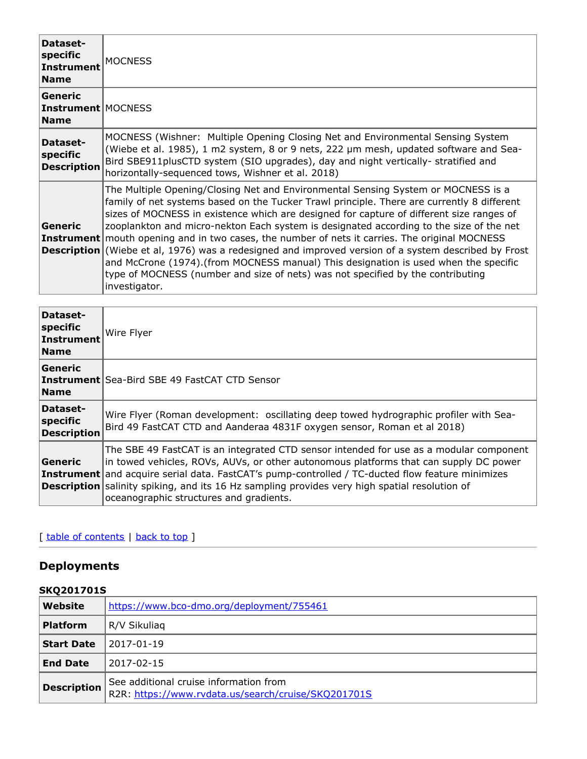| Dataset-specific Instrument Name | MOCNESS |
| --- | --- |
| Generic Instrument Name | MOCNESS |
| Dataset-specific Description | MOCNESS (Wishner: Multiple Opening Closing Net and Environmental Sensing System (Wiebe et al. 1985), 1 m2 system, 8 or 9 nets, 222 μm mesh, updated software and Sea-Bird SBE911plusCTD system (SIO upgrades), day and night vertically- stratified and horizontally-sequenced tows, Wishner et al. 2018) |
| Generic Instrument Description | The Multiple Opening/Closing Net and Environmental Sensing System or MOCNESS is a family of net systems based on the Tucker Trawl principle. There are currently 8 different sizes of MOCNESS in existence which are designed for capture of different size ranges of zooplankton and micro-nekton Each system is designated according to the size of the net mouth opening and in two cases, the number of nets it carries. The original MOCNESS (Wiebe et al, 1976) was a redesigned and improved version of a system described by Frost and McCrone (1974).(from MOCNESS manual) This designation is used when the specific type of MOCNESS (number and size of nets) was not specified by the contributing investigator. |

| Dataset-specific Instrument Name | Wire Flyer |
| --- | --- |
| Generic Instrument Name | Sea-Bird SBE 49 FastCAT CTD Sensor |
| Dataset-specific Description | Wire Flyer (Roman development: oscillating deep towed hydrographic profiler with Sea-Bird 49 FastCAT CTD and Aanderaa 4831F oxygen sensor, Roman et al 2018) |
| Generic Instrument Description | The SBE 49 FastCAT is an integrated CTD sensor intended for use as a modular component in towed vehicles, ROVs, AUVs, or other autonomous platforms that can supply DC power and acquire serial data. FastCAT's pump-controlled / TC-ducted flow feature minimizes salinity spiking, and its 16 Hz sampling provides very high spatial resolution of oceanographic structures and gradients. |

[ table of contents | back to top ]

## Deployments

### SKQ201701S

| Website | https://www.bco-dmo.org/deployment/755461 |
| --- | --- |
| Platform | R/V Sikuliaq |
| Start Date | 2017-01-19 |
| End Date | 2017-02-15 |
| Description | See additional cruise information from R2R: https://www.rvdata.us/search/cruise/SKQ201701S |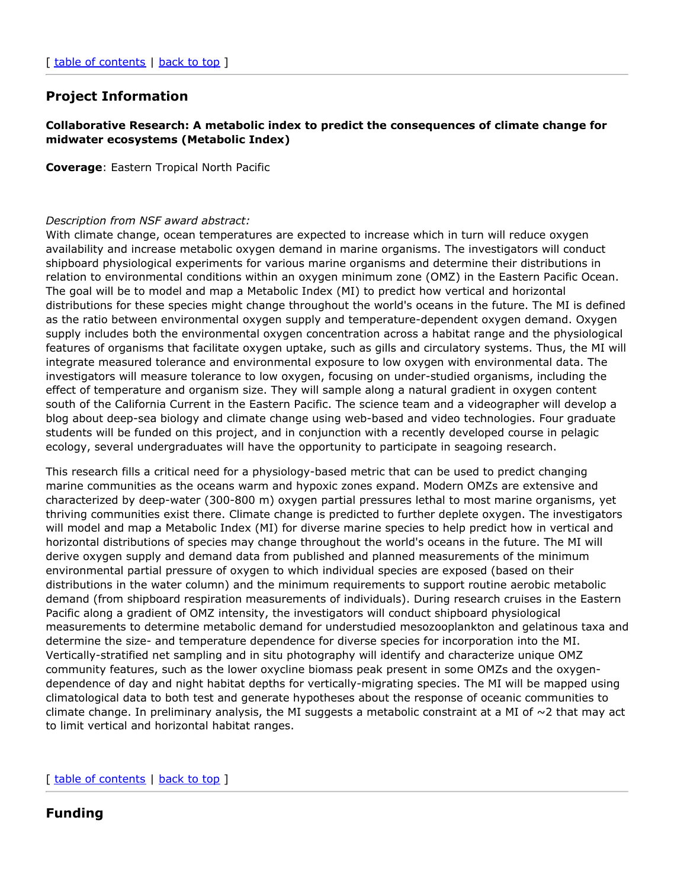[ table of contents | back to top ]

## Project Information

**Collaborative Research: A metabolic index to predict the consequences of climate change for midwater ecosystems (Metabolic Index)**

**Coverage**: Eastern Tropical North Pacific

*Description from NSF award abstract:*
With climate change, ocean temperatures are expected to increase which in turn will reduce oxygen availability and increase metabolic oxygen demand in marine organisms. The investigators will conduct shipboard physiological experiments for various marine organisms and determine their distributions in relation to environmental conditions within an oxygen minimum zone (OMZ) in the Eastern Pacific Ocean. The goal will be to model and map a Metabolic Index (MI) to predict how vertical and horizontal distributions for these species might change throughout the world's oceans in the future. The MI is defined as the ratio between environmental oxygen supply and temperature-dependent oxygen demand. Oxygen supply includes both the environmental oxygen concentration across a habitat range and the physiological features of organisms that facilitate oxygen uptake, such as gills and circulatory systems. Thus, the MI will integrate measured tolerance and environmental exposure to low oxygen with environmental data. The investigators will measure tolerance to low oxygen, focusing on under-studied organisms, including the effect of temperature and organism size. They will sample along a natural gradient in oxygen content south of the California Current in the Eastern Pacific. The science team and a videographer will develop a blog about deep-sea biology and climate change using web-based and video technologies. Four graduate students will be funded on this project, and in conjunction with a recently developed course in pelagic ecology, several undergraduates will have the opportunity to participate in seagoing research.

This research fills a critical need for a physiology-based metric that can be used to predict changing marine communities as the oceans warm and hypoxic zones expand. Modern OMZs are extensive and characterized by deep-water (300-800 m) oxygen partial pressures lethal to most marine organisms, yet thriving communities exist there. Climate change is predicted to further deplete oxygen. The investigators will model and map a Metabolic Index (MI) for diverse marine species to help predict how in vertical and horizontal distributions of species may change throughout the world's oceans in the future. The MI will derive oxygen supply and demand data from published and planned measurements of the minimum environmental partial pressure of oxygen to which individual species are exposed (based on their distributions in the water column) and the minimum requirements to support routine aerobic metabolic demand (from shipboard respiration measurements of individuals). During research cruises in the Eastern Pacific along a gradient of OMZ intensity, the investigators will conduct shipboard physiological measurements to determine metabolic demand for understudied mesozooplankton and gelatinous taxa and determine the size- and temperature dependence for diverse species for incorporation into the MI. Vertically-stratified net sampling and in situ photography will identify and characterize unique OMZ community features, such as the lower oxycline biomass peak present in some OMZs and the oxygen-dependence of day and night habitat depths for vertically-migrating species. The MI will be mapped using climatological data to both test and generate hypotheses about the response of oceanic communities to climate change. In preliminary analysis, the MI suggests a metabolic constraint at a MI of ~2 that may act to limit vertical and horizontal habitat ranges.

[ table of contents | back to top ]

## Funding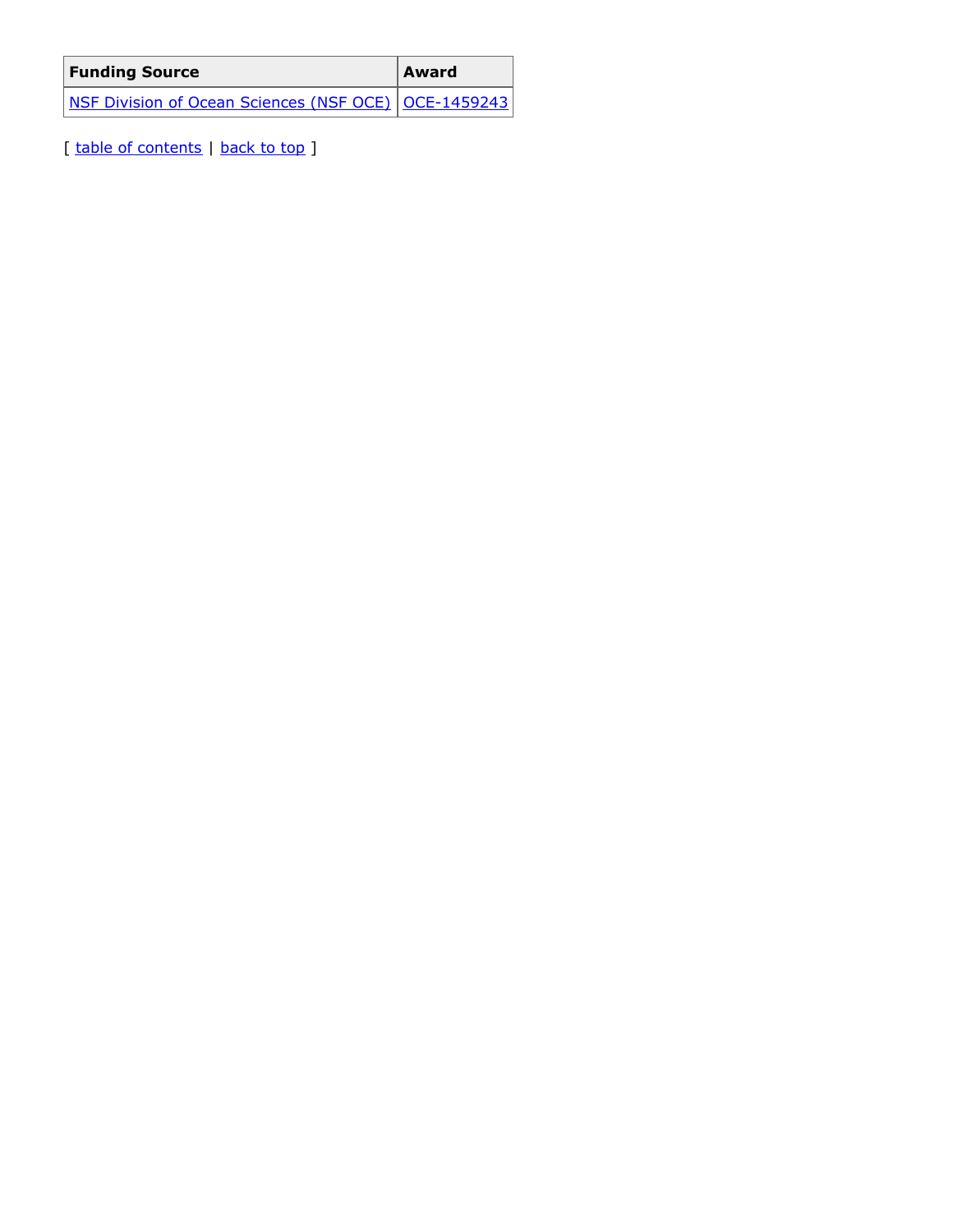| Funding Source | Award |
| --- | --- |
| NSF Division of Ocean Sciences (NSF OCE) | OCE-1459243 |

[ table of contents | back to top ]